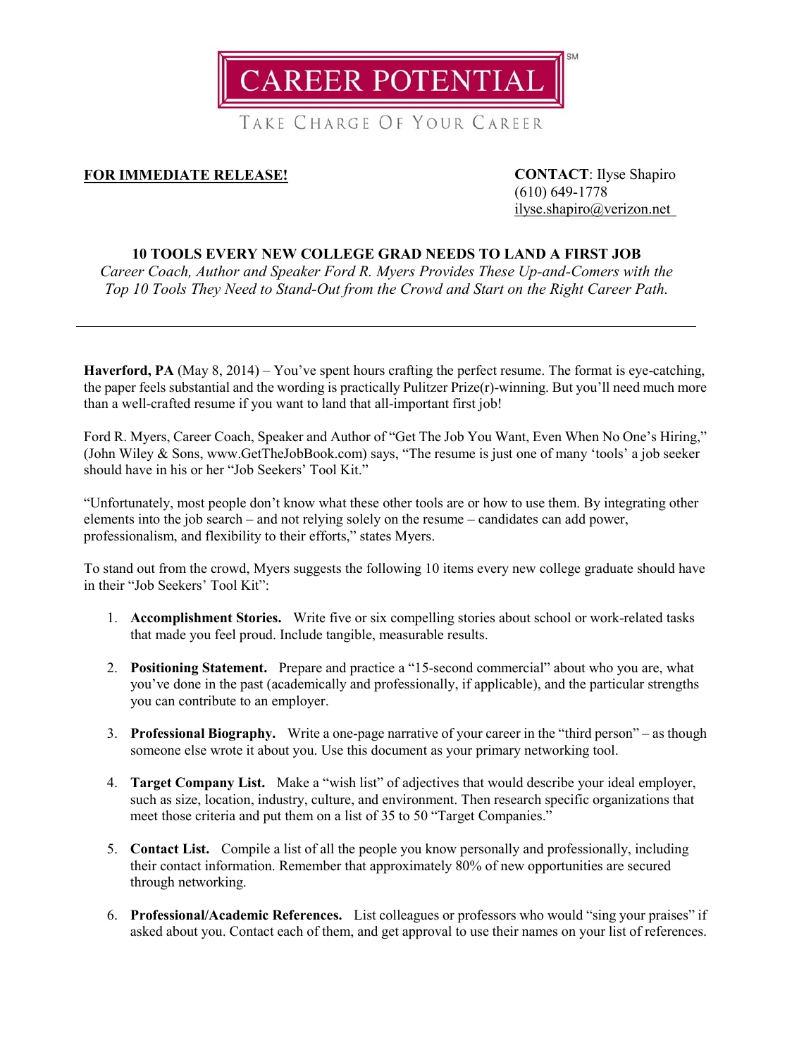CAREER POTENTIAL[SM]

TAKE CHARGE OF YOUR CAREER

**FOR IMMEDIATE RELEASE!**

**CONTACT**: Ilyse Shapiro
(610) 649-1778
ilyse.shapiro@verizon.net

## 10 TOOLS EVERY NEW COLLEGE GRAD NEEDS TO LAND A FIRST JOB

*Career Coach, Author and Speaker Ford R. Myers Provides These Up-and-Comers with the Top 10 Tools They Need to Stand-Out from the Crowd and Start on the Right Career Path.*

---

**Haverford, PA** (May 8, 2014) – You've spent hours crafting the perfect resume. The format is eye-catching, the paper feels substantial and the wording is practically Pulitzer Prize(r)-winning. But you'll need much more than a well-crafted resume if you want to land that all-important first job!

Ford R. Myers, Career Coach, Speaker and Author of "Get The Job You Want, Even When No One's Hiring," (John Wiley & Sons, www.GetTheJobBook.com) says, "The resume is just one of many 'tools' a job seeker should have in his or her "Job Seekers' Tool Kit."

"Unfortunately, most people don't know what these other tools are or how to use them. By integrating other elements into the job search – and not relying solely on the resume – candidates can add power, professionalism, and flexibility to their efforts," states Myers.

To stand out from the crowd, Myers suggests the following 10 items every new college graduate should have in their "Job Seekers' Tool Kit":

1. **Accomplishment Stories.** Write five or six compelling stories about school or work-related tasks that made you feel proud. Include tangible, measurable results.

2. **Positioning Statement.** Prepare and practice a "15-second commercial" about who you are, what you've done in the past (academically and professionally, if applicable), and the particular strengths you can contribute to an employer.

3. **Professional Biography.** Write a one-page narrative of your career in the "third person" – as though someone else wrote it about you. Use this document as your primary networking tool.

4. **Target Company List.** Make a "wish list" of adjectives that would describe your ideal employer, such as size, location, industry, culture, and environment. Then research specific organizations that meet those criteria and put them on a list of 35 to 50 "Target Companies."

5. **Contact List.** Compile a list of all the people you know personally and professionally, including their contact information. Remember that approximately 80% of new opportunities are secured through networking.

6. **Professional/Academic References.** List colleagues or professors who would "sing your praises" if asked about you. Contact each of them, and get approval to use their names on your list of references.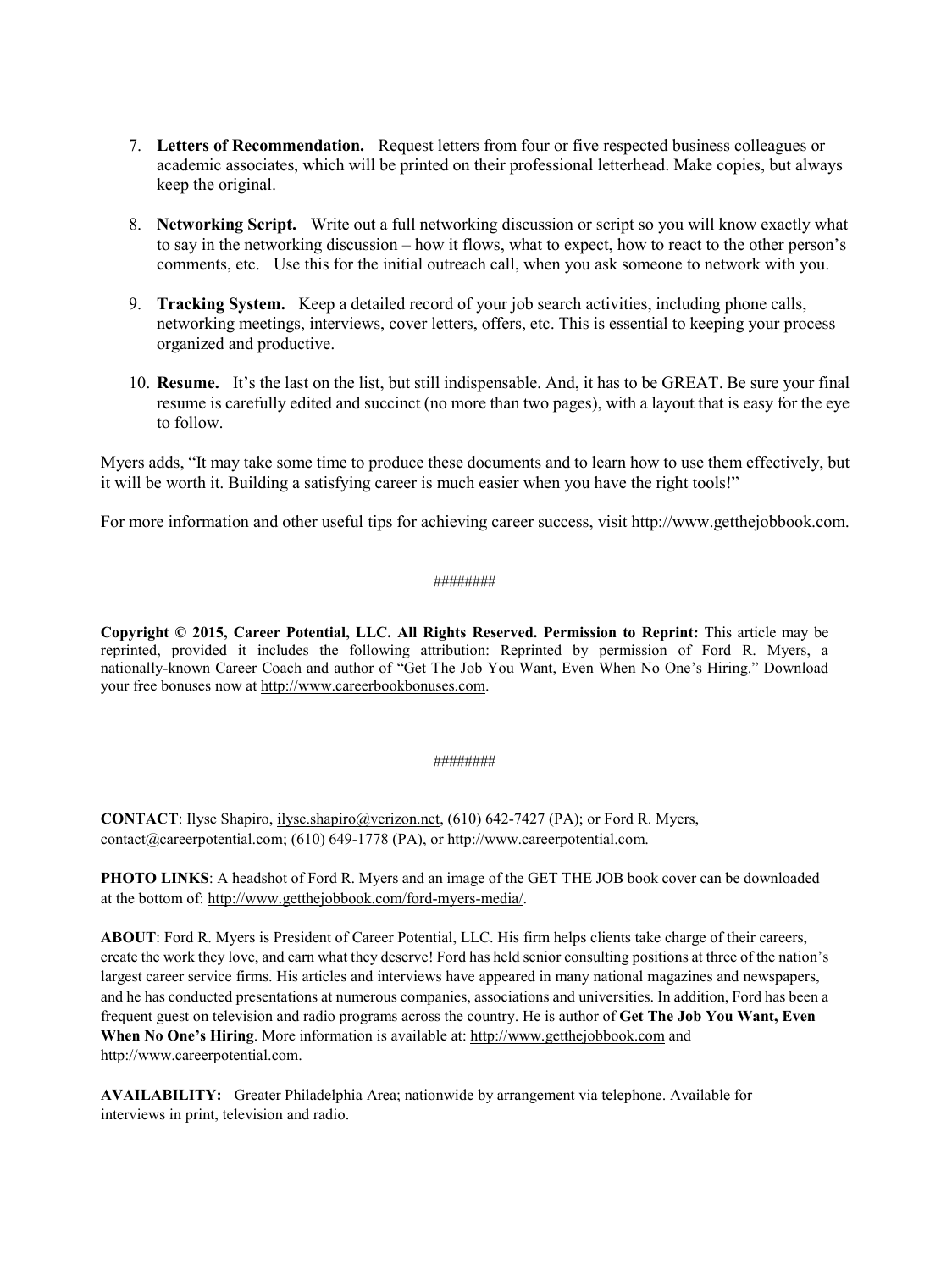7. **Letters of Recommendation.** Request letters from four or five respected business colleagues or academic associates, which will be printed on their professional letterhead. Make copies, but always keep the original.

8. **Networking Script.** Write out a full networking discussion or script so you will know exactly what to say in the networking discussion – how it flows, what to expect, how to react to the other person's comments, etc. Use this for the initial outreach call, when you ask someone to network with you.

9. **Tracking System.** Keep a detailed record of your job search activities, including phone calls, networking meetings, interviews, cover letters, offers, etc. This is essential to keeping your process organized and productive.

10. **Resume.** It's the last on the list, but still indispensable. And, it has to be GREAT. Be sure your final resume is carefully edited and succinct (no more than two pages), with a layout that is easy for the eye to follow.

Myers adds, "It may take some time to produce these documents and to learn how to use them effectively, but it will be worth it. Building a satisfying career is much easier when you have the right tools!"

For more information and other useful tips for achieving career success, visit http://www.getthejobbook.com.

########

**Copyright © 2015, Career Potential, LLC. All Rights Reserved. Permission to Reprint:** This article may be reprinted, provided it includes the following attribution: Reprinted by permission of Ford R. Myers, a nationally-known Career Coach and author of "Get The Job You Want, Even When No One's Hiring." Download your free bonuses now at http://www.careerbookbonuses.com.

########

**CONTACT**: Ilyse Shapiro, ilyse.shapiro@verizon.net, (610) 642-7427 (PA); or Ford R. Myers, contact@careerpotential.com; (610) 649-1778 (PA), or http://www.careerpotential.com.

**PHOTO LINKS**: A headshot of Ford R. Myers and an image of the GET THE JOB book cover can be downloaded at the bottom of: http://www.getthejobbook.com/ford-myers-media/.

**ABOUT**: Ford R. Myers is President of Career Potential, LLC. His firm helps clients take charge of their careers, create the work they love, and earn what they deserve! Ford has held senior consulting positions at three of the nation's largest career service firms. His articles and interviews have appeared in many national magazines and newspapers, and he has conducted presentations at numerous companies, associations and universities. In addition, Ford has been a frequent guest on television and radio programs across the country. He is author of **Get The Job You Want, Even When No One's Hiring**. More information is available at: http://www.getthejobbook.com and http://www.careerpotential.com.

**AVAILABILITY:** Greater Philadelphia Area; nationwide by arrangement via telephone. Available for interviews in print, television and radio.